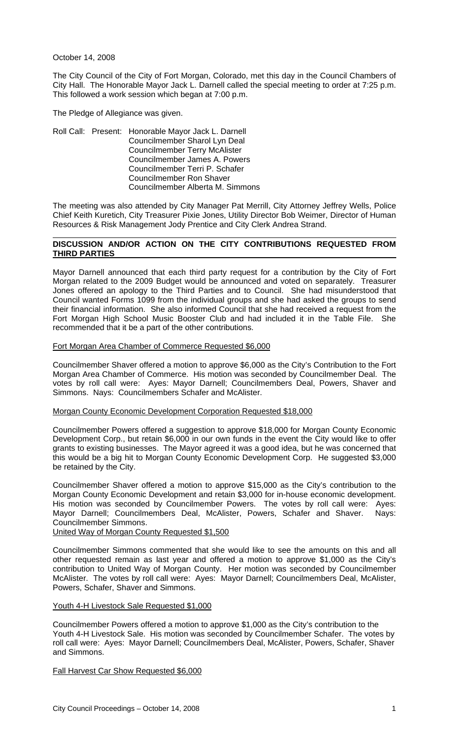October 14, 2008

The City Council of the City of Fort Morgan, Colorado, met this day in the Council Chambers of City Hall. The Honorable Mayor Jack L. Darnell called the special meeting to order at 7:25 p.m. This followed a work session which began at 7:00 p.m.

The Pledge of Allegiance was given.

Roll Call: Present: Honorable Mayor Jack L. Darnell
Councilmember Sharol Lyn Deal
Councilmember Terry McAlister
Councilmember James A. Powers
Councilmember Terri P. Schafer
Councilmember Ron Shaver
Councilmember Alberta M. Simmons

The meeting was also attended by City Manager Pat Merrill, City Attorney Jeffrey Wells, Police Chief Keith Kuretich, City Treasurer Pixie Jones, Utility Director Bob Weimer, Director of Human Resources & Risk Management Jody Prentice and City Clerk Andrea Strand.

## DISCUSSION AND/OR ACTION ON THE CITY CONTRIBUTIONS REQUESTED FROM THIRD PARTIES

Mayor Darnell announced that each third party request for a contribution by the City of Fort Morgan related to the 2009 Budget would be announced and voted on separately. Treasurer Jones offered an apology to the Third Parties and to Council. She had misunderstood that Council wanted Forms 1099 from the individual groups and she had asked the groups to send their financial information. She also informed Council that she had received a request from the Fort Morgan High School Music Booster Club and had included it in the Table File. She recommended that it be a part of the other contributions.

Fort Morgan Area Chamber of Commerce Requested $6,000

Councilmember Shaver offered a motion to approve $6,000 as the City's Contribution to the Fort Morgan Area Chamber of Commerce. His motion was seconded by Councilmember Deal. The votes by roll call were: Ayes: Mayor Darnell; Councilmembers Deal, Powers, Shaver and Simmons. Nays: Councilmembers Schafer and McAlister.

Morgan County Economic Development Corporation Requested $18,000

Councilmember Powers offered a suggestion to approve $18,000 for Morgan County Economic Development Corp., but retain $6,000 in our own funds in the event the City would like to offer grants to existing businesses. The Mayor agreed it was a good idea, but he was concerned that this would be a big hit to Morgan County Economic Development Corp. He suggested $3,000 be retained by the City.

Councilmember Shaver offered a motion to approve $15,000 as the City's contribution to the Morgan County Economic Development and retain $3,000 for in-house economic development. His motion was seconded by Councilmember Powers. The votes by roll call were: Ayes: Mayor Darnell; Councilmembers Deal, McAlister, Powers, Schafer and Shaver. Nays: Councilmember Simmons.

United Way of Morgan County Requested $1,500

Councilmember Simmons commented that she would like to see the amounts on this and all other requested remain as last year and offered a motion to approve $1,000 as the City's contribution to United Way of Morgan County. Her motion was seconded by Councilmember McAlister. The votes by roll call were: Ayes: Mayor Darnell; Councilmembers Deal, McAlister, Powers, Schafer, Shaver and Simmons.

Youth 4-H Livestock Sale Requested $1,000

Councilmember Powers offered a motion to approve $1,000 as the City's contribution to the Youth 4-H Livestock Sale. His motion was seconded by Councilmember Schafer. The votes by roll call were: Ayes: Mayor Darnell; Councilmembers Deal, McAlister, Powers, Schafer, Shaver and Simmons.

Fall Harvest Car Show Requested $6,000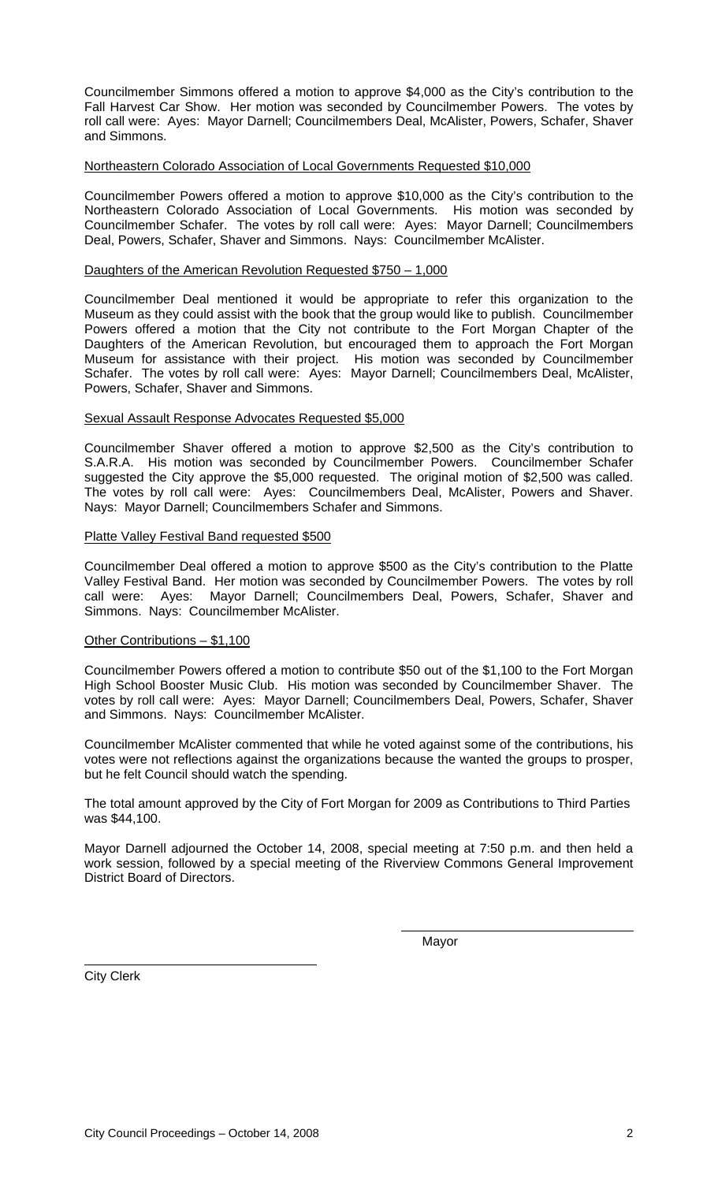Councilmember Simmons offered a motion to approve $4,000 as the City's contribution to the Fall Harvest Car Show. Her motion was seconded by Councilmember Powers. The votes by roll call were: Ayes: Mayor Darnell; Councilmembers Deal, McAlister, Powers, Schafer, Shaver and Simmons.

Northeastern Colorado Association of Local Governments Requested $10,000

Councilmember Powers offered a motion to approve $10,000 as the City's contribution to the Northeastern Colorado Association of Local Governments. His motion was seconded by Councilmember Schafer. The votes by roll call were: Ayes: Mayor Darnell; Councilmembers Deal, Powers, Schafer, Shaver and Simmons. Nays: Councilmember McAlister.

Daughters of the American Revolution Requested $750 – 1,000

Councilmember Deal mentioned it would be appropriate to refer this organization to the Museum as they could assist with the book that the group would like to publish. Councilmember Powers offered a motion that the City not contribute to the Fort Morgan Chapter of the Daughters of the American Revolution, but encouraged them to approach the Fort Morgan Museum for assistance with their project. His motion was seconded by Councilmember Schafer. The votes by roll call were: Ayes: Mayor Darnell; Councilmembers Deal, McAlister, Powers, Schafer, Shaver and Simmons.

Sexual Assault Response Advocates Requested $5,000

Councilmember Shaver offered a motion to approve $2,500 as the City's contribution to S.A.R.A. His motion was seconded by Councilmember Powers. Councilmember Schafer suggested the City approve the $5,000 requested. The original motion of $2,500 was called. The votes by roll call were: Ayes: Councilmembers Deal, McAlister, Powers and Shaver. Nays: Mayor Darnell; Councilmembers Schafer and Simmons.

Platte Valley Festival Band requested $500

Councilmember Deal offered a motion to approve $500 as the City's contribution to the Platte Valley Festival Band. Her motion was seconded by Councilmember Powers. The votes by roll call were: Ayes: Mayor Darnell; Councilmembers Deal, Powers, Schafer, Shaver and Simmons. Nays: Councilmember McAlister.

Other Contributions – $1,100

Councilmember Powers offered a motion to contribute $50 out of the $1,100 to the Fort Morgan High School Booster Music Club. His motion was seconded by Councilmember Shaver. The votes by roll call were: Ayes: Mayor Darnell; Councilmembers Deal, Powers, Schafer, Shaver and Simmons. Nays: Councilmember McAlister.

Councilmember McAlister commented that while he voted against some of the contributions, his votes were not reflections against the organizations because the wanted the groups to prosper, but he felt Council should watch the spending.

The total amount approved by the City of Fort Morgan for 2009 as Contributions to Third Parties was $44,100.

Mayor Darnell adjourned the October 14, 2008, special meeting at 7:50 p.m. and then held a work session, followed by a special meeting of the Riverview Commons General Improvement District Board of Directors.

\_\_\_\_\_\_\_\_\_\_\_\_\_\_\_\_\_\_\_\_\_\_\_\_\_\_\_\_\_\_

Mayor

\_\_\_\_\_\_\_\_\_\_\_\_\_\_\_\_\_\_\_\_\_\_\_\_\_\_\_\_\_\_

City Clerk